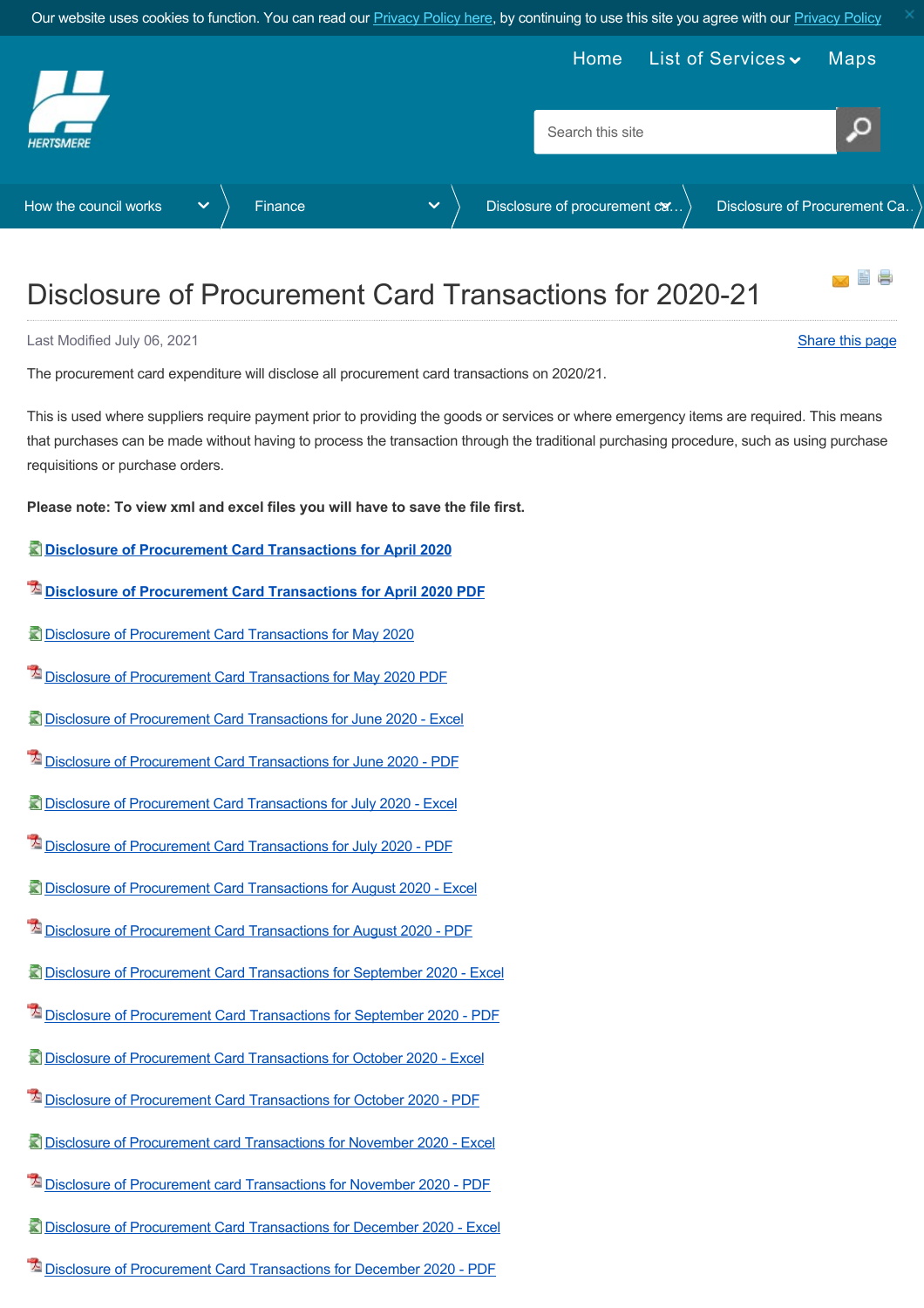Our website uses cookies to function. You can read our Privacy Policy here, by continuing to use this site you agree with our Privacy Policy

HERTSMERE

Home List of Services Maps

Search this site

How the council works > Finance > Disclosure of procurement ca... > Disclosure of Procurement Ca...

# Disclosure of Procurement Card Transactions for 2020-21

Last Modified July 06, 2021

Share this page

The procurement card expenditure will disclose all procurement card transactions on 2020/21.

This is used where suppliers require payment prior to providing the goods or services or where emergency items are required. This means that purchases can be made without having to process the transaction through the traditional purchasing procedure, such as using purchase requisitions or purchase orders.

**Please note: To view xml and excel files you will have to save the file first.**

**Disclosure of Procurement Card Transactions for April 2020**

**Disclosure of Procurement Card Transactions for April 2020 PDF**

Disclosure of Procurement Card Transactions for May 2020

Disclosure of Procurement Card Transactions for May 2020 PDF

Disclosure of Procurement Card Transactions for June 2020 - Excel

Disclosure of Procurement Card Transactions for June 2020 - PDF

Disclosure of Procurement Card Transactions for July 2020 - Excel

Disclosure of Procurement Card Transactions for July 2020 - PDF

Disclosure of Procurement Card Transactions for August 2020 - Excel

Disclosure of Procurement Card Transactions for August 2020 - PDF

Disclosure of Procurement Card Transactions for September 2020 - Excel

Disclosure of Procurement Card Transactions for September 2020 - PDF

Disclosure of Procurement Card Transactions for October 2020 - Excel

Disclosure of Procurement Card Transactions for October 2020 - PDF

Disclosure of Procurement card Transactions for November 2020 - Excel

Disclosure of Procurement card Transactions for November 2020 - PDF

Disclosure of Procurement Card Transactions for December 2020 - Excel

Disclosure of Procurement Card Transactions for December 2020 - PDF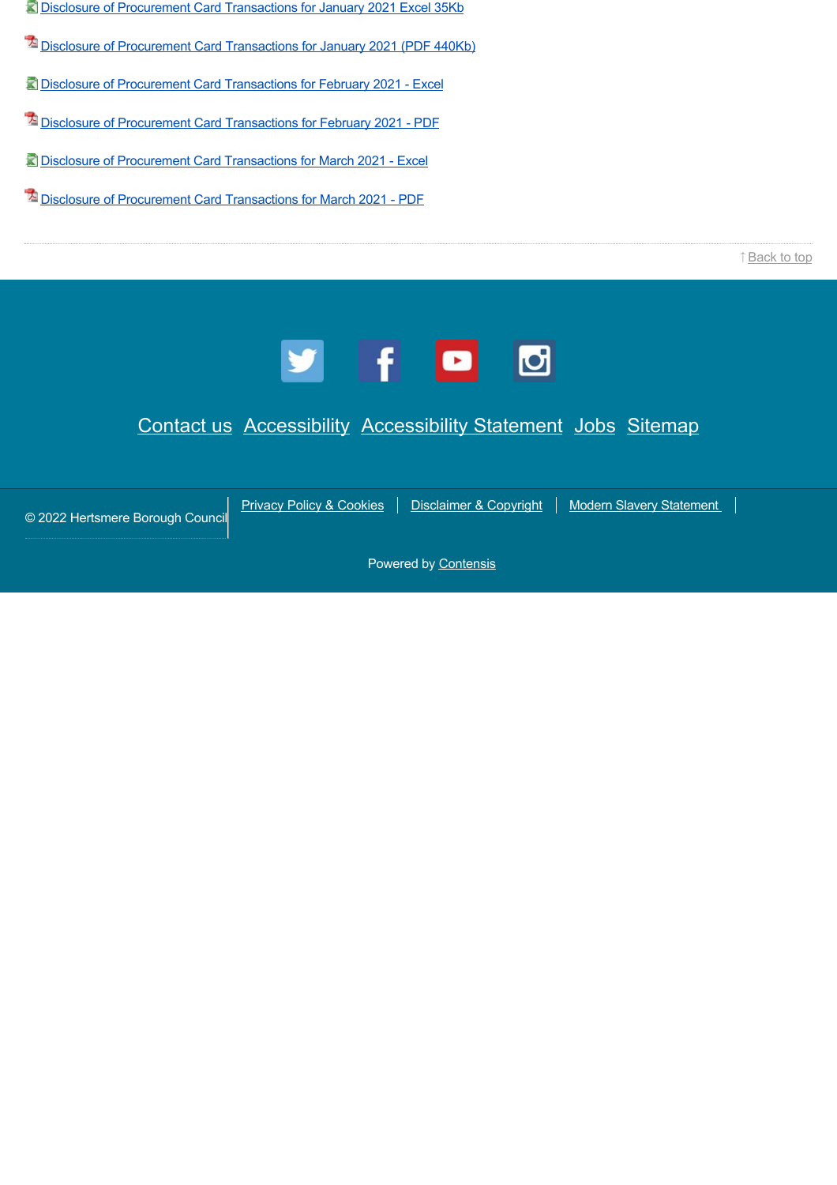- Disclosure of Procurement Card Transactions for January 2021 Excel 35Kb
- Disclosure of Procurement Card Transactions for January 2021 (PDF 440Kb)
- Disclosure of Procurement Card Transactions for February 2021 - Excel
- Disclosure of Procurement Card Transactions for February 2021 - PDF
- Disclosure of Procurement Card Transactions for March 2021 - Excel
- Disclosure of Procurement Card Transactions for March 2021 - PDF

↑ Back to top

Contact us  Accessibility  Accessibility Statement  Jobs  Sitemap

© 2022 Hertsmere Borough Council | Privacy Policy & Cookies | Disclaimer & Copyright | Modern Slavery Statement |

Powered by Contensis